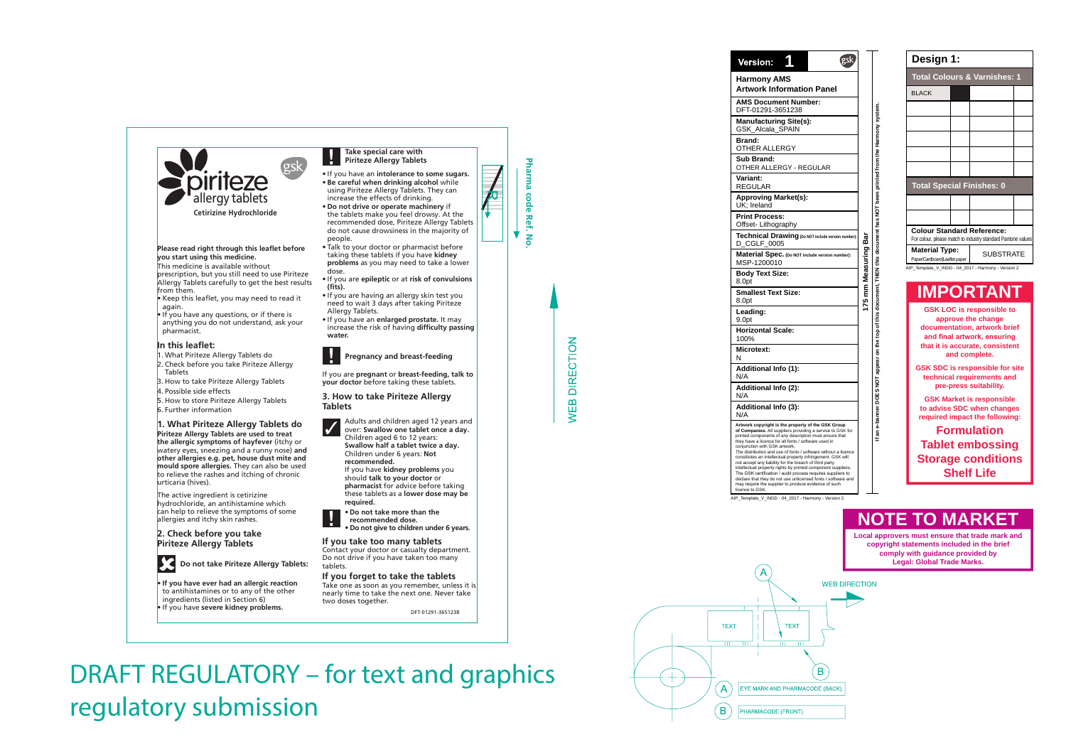# piriteze

## allergy tablets

**Cetirizine Hydrochloride**

**Please read right through this leaflet before you start using this medicine.**

This medicine is available without prescription, but you still need to use Piriteze Allergy Tablets carefully to get the best results from them.

- Keep this leaflet, you may need to read it again.
- If you have any questions, or if there is anything you do not understand, ask your pharmacist.

### In this leaflet:

1. What Piriteze Allergy Tablets do
2. Check before you take Piriteze Allergy Tablets
3. How to take Piriteze Allergy Tablets
4. Possible side effects
5. How to store Piriteze Allergy Tablets
6. Further information

### 1. What Piriteze Allergy Tablets do

**Piriteze Allergy Tablets are used to treat the allergic symptoms of hayfever** (itchy or watery eyes, sneezing and a runny nose) **and other allergies e.g. pet, house dust mite and mould spore allergies.** They can also be used to relieve the rashes and itching of chronic urticaria (hives).

The active ingredient is cetirizine hydrochloride, an antihistamine which can help to relieve the symptoms of some allergies and itchy skin rashes.

### 2. Check before you take Piriteze Allergy Tablets

**Do not take Piriteze Allergy Tablets:**

- **If you have ever had an allergic reaction** to antihistamines or to any of the other ingredients (listed in Section 6)
- If you have **severe kidney problems.**

**Take special care with Piriteze Allergy Tablets**

- If you have an **intolerance to some sugars.**
- **Be careful when drinking alcohol** while using Piriteze Allergy Tablets. They can increase the effects of drinking.
- **Do not drive or operate machinery** if the tablets make you feel drowsy. At the recommended dose, Piriteze Allergy Tablets do not cause drowsiness in the majority of people.
- Talk to your doctor or pharmacist before taking these tablets if you have **kidney problems** as you may need to take a lower dose.
- If you are **epileptic** or at **risk of convulsions (fits).**
- If you are having an allergy skin test you need to wait 3 days after taking Piriteze Allergy Tablets.
- If you have an **enlarged prostate.** It may increase the risk of having **difficulty passing water.**

**Pregnancy and breast-feeding**

If you are **pregnant** or **breast-feeding, talk to your doctor** before taking these tablets.

### 3. How to take Piriteze Allergy Tablets

Adults and children aged 12 years and over: **Swallow one tablet once a day.**
Children aged 6 to 12 years: **Swallow half a tablet twice a day.**
Children under 6 years: **Not recommended.**
If you have **kidney problems** you should **talk to your doctor** or **pharmacist** for advice before taking these tablets as a **lower dose may be required.**

- **Do not take more than the recommended dose.**
- **Do not give to children under 6 years.**

**If you take too many tablets**

Contact your doctor or casualty department. Do not drive if you have taken too many tablets.

**If you forget to take the tablets**

Take one as soon as you remember, unless it is nearly time to take the next one. Never take two doses together.

DFT-01291-3651238

Pharma code Ref. No.

WEB DIRECTION

# DRAFT REGULATORY – for text and graphics regulatory submission

**Version: 1**

**Harmony AMS Artwork Information Panel**

| Field | Value |
|---|---|
| **AMS Document Number:** | DFT-01291-3651238 |
| **Manufacturing Site(s):** | GSK_Alcala_SPAIN |
| **Brand:** | OTHER ALLERGY |
| **Sub Brand:** | OTHER ALLERGY - REGULAR |
| **Variant:** | REGULAR |
| **Approving Market(s):** | UK; Ireland |
| **Print Process:** | Offset- Lithography |
| **Technical Drawing** (Do NOT include version number): | D_CGLF_0005 |
| **Material Spec.** (Do NOT include version number): | MSP-1200010 |
| **Body Text Size:** | 8.0pt |
| **Smallest Text Size:** | 8.0pt |
| **Leading:** | 9.0pt |
| **Horizontal Scale:** | 100% |
| **Microtext:** | N |
| **Additional Info (1):** | N/A |
| **Additional Info (2):** | N/A |
| **Additional Info (3):** | N/A |

**Artwork copyright is the property of the GSK Group of Companies.** All suppliers providing a service to GSK for printed components of any description must ensure that they have a licence for all fonts / software used in conjunction with GSK artwork.
The distribution and use of fonts / software without a licence constitutes an intellectual property infringement. GSK will not accept any liability for the breach of third party intellectual property rights by printed component suppliers. The GSK certification / audit process requires suppliers to declare that they do not use unlicensed fonts / software and may require the supplier to produce evidence of such licence to GSK.

AIP_Template_V_INDD - 04_2017 - Harmony - Version 2

175 mm Measuring Bar

If an e-banner DOES NOT appear on the top of this document, THEN this document has NOT been printed from the Harmony system.

**Design 1:**

| **Total Colours & Varnishes: 1** | | | |
|---|---|---|---|
| BLACK | | | |
| | | | |
| | | | |
| | | | |
| | | | |
| | | | |
| **Total Special Finishes: 0** | | | |
| | | | |
| | | | |

**Colour Standard Reference:**
For colour, please match to industry standard Pantone values

| **Material Type:** Paper/Cardboard/Leaflet paper | SUBSTRATE |
|---|---|

AIP_Template_V_INDD - 04_2017 - Harmony - Version 2

## IMPORTANT

**GSK LOC is responsible to approve the change documentation, artwork brief and final artwork, ensuring that it is accurate, consistent and complete.**

**GSK SDC is responsible for site technical requirements and pre-press suitability.**

**GSK Market is responsible to advise SDC when changes required impact the following:**

**Formulation**
**Tablet embossing**
**Storage conditions**
**Shelf Life**

## NOTE TO MARKET

**Local approvers must ensure that trade mark and copyright statements included in the brief comply with guidance provided by Legal: Global Trade Marks.**

WEB DIRECTION

TEXT TEXT

A EYE MARK AND PHARMACODE (BACK)
B PHARMACODE (FRONT)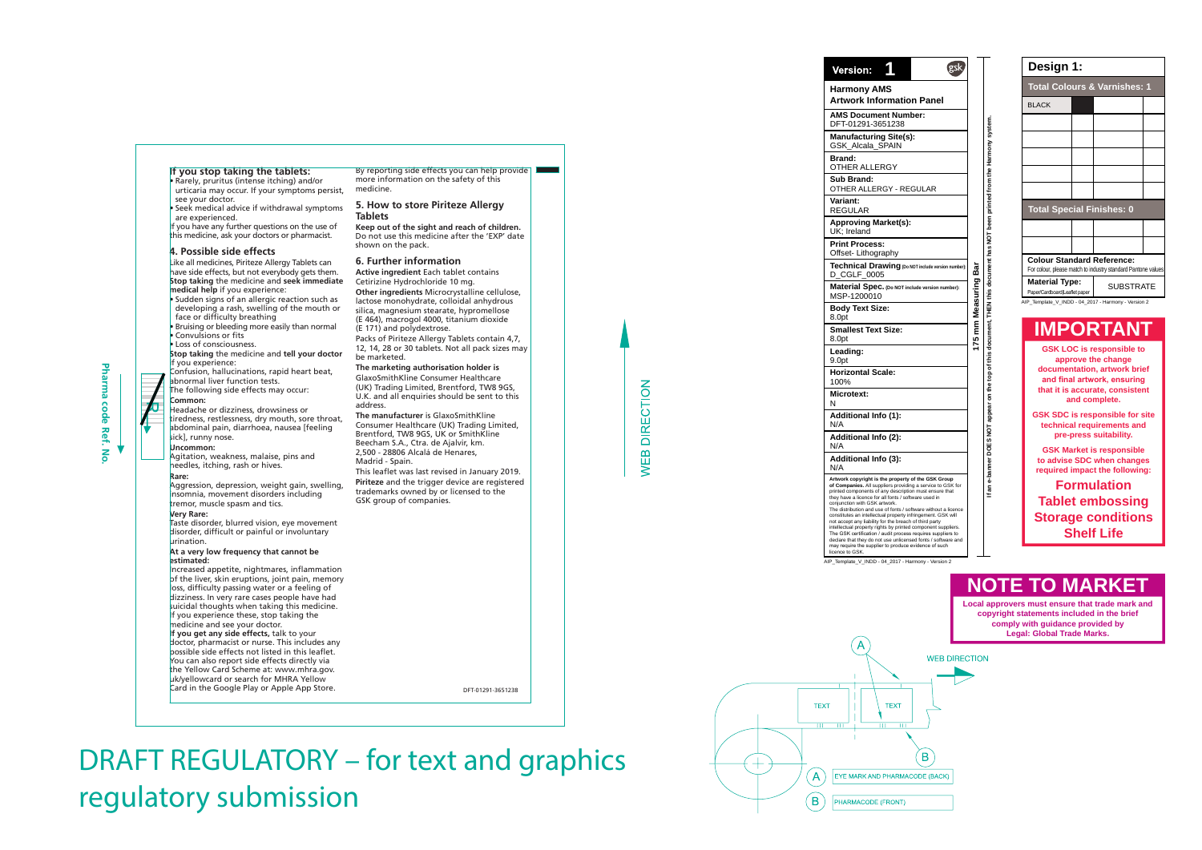**If you stop taking the tablets:**

- Rarely, pruritus (intense itching) and/or urticaria may occur. If your symptoms persist, see your doctor.
- Seek medical advice if withdrawal symptoms are experienced.

If you have any further questions on the use of this medicine, ask your doctors or pharmacist.

## 4. Possible side effects

Like all medicines, Piriteze Allergy Tablets can have side effects, but not everybody gets them.

**Stop taking** the medicine and **seek immediate medical help** if you experience:

- Sudden signs of an allergic reaction such as developing a rash, swelling of the mouth or face or difficulty breathing
- Bruising or bleeding more easily than normal
- Convulsions or fits
- Loss of consciousness.

**Stop taking** the medicine and **tell your doctor** if you experience:

Confusion, hallucinations, rapid heart beat, abnormal liver function tests.

The following side effects may occur:

**Common:**

Headache or dizziness, drowsiness or tiredness, restlessness, dry mouth, sore throat, abdominal pain, diarrhoea, nausea [feeling sick], runny nose.

**Uncommon:**

Agitation, weakness, malaise, pins and needles, itching, rash or hives.

**Rare:**

Aggression, depression, weight gain, swelling, insomnia, movement disorders including tremor, muscle spasm and tics.

**Very Rare:**

Taste disorder, blurred vision, eye movement disorder, difficult or painful or involuntary urination.

**At a very low frequency that cannot be estimated:**

Increased appetite, nightmares, inflammation of the liver, skin eruptions, joint pain, memory loss, difficulty passing water or a feeling of dizziness. In very rare cases people have had suicidal thoughts when taking this medicine. If you experience these, stop taking the medicine and see your doctor.

**If you get any side effects,** talk to your doctor, pharmacist or nurse. This includes any possible side effects not listed in this leaflet. You can also report side effects directly via the Yellow Card Scheme at: www.mhra.gov.uk/yellowcard or search for MHRA Yellow Card in the Google Play or Apple App Store.

By reporting side effects you can help provide more information on the safety of this medicine.

## 5. How to store Piriteze Allergy Tablets

**Keep out of the sight and reach of children.** Do not use this medicine after the 'EXP' date shown on the pack.

## 6. Further information

**Active ingredient** Each tablet contains Cetirizine Hydrochloride 10 mg.

**Other ingredients** Microcrystalline cellulose, lactose monohydrate, colloidal anhydrous silica, magnesium stearate, hypromellose (E 464), macrogol 4000, titanium dioxide (E 171) and polydextrose.

Packs of Piriteze Allergy Tablets contain 4,7, 12, 14, 28 or 30 tablets. Not all pack sizes may be marketed.

**The marketing authorisation holder is** GlaxoSmithKline Consumer Healthcare (UK) Trading Limited, Brentford, TW8 9GS, U.K. and all enquiries should be sent to this address.

**The manufacturer** is GlaxoSmithKline Consumer Healthcare (UK) Trading Limited, Brentford, TW8 9GS, UK or SmithKline Beecham S.A., Ctra. de Ajalvir, km. 2,500 - 28806 Alcalá de Henares, Madrid - Spain.

This leaflet was last revised in January 2019.

**Piriteze** and the trigger device are registered trademarks owned by or licensed to the GSK group of companies.

DFT-01291-3651238

Pharma code Ref. No.

WEB DIRECTION

DRAFT REGULATORY – for text and graphics regulatory submission

**Version: 1**

**Harmony AMS Artwork Information Panel**

**AMS Document Number:** DFT-01291-3651238

**Manufacturing Site(s):** GSK_Alcala_SPAIN

**Brand:** OTHER ALLERGY

**Sub Brand:** OTHER ALLERGY - REGULAR

**Variant:** REGULAR

**Approving Market(s):** UK; Ireland

**Print Process:** Offset- Lithography

**Technical Drawing** (Do NOT include version number): D_CGLF_0005

**Material Spec.** (Do NOT include version number): MSP-1200010

**Body Text Size:** 8.0pt

**Smallest Text Size:** 8.0pt

**Leading:** 9.0pt

**Horizontal Scale:** 100%

**Microtext:** N

**Additional Info (1):** N/A

**Additional Info (2):** N/A

**Additional Info (3):** N/A

**Artwork copyright is the property of the GSK Group of Companies.** All suppliers providing a service to GSK for printed components of any description must ensure that they have a licence for all fonts / software used in conjunction with GSK artwork. The distribution and use of fonts / software without a licence constitutes an intellectual property infringement. GSK will not accept any liability for the breach of third party intellectual property rights by printed component suppliers. The GSK certification / audit process requires suppliers to declare that they do not use unlicensed fonts / software and may require the supplier to produce evidence of such licence to GSK.

AIP_Template_V_INDD - 04_2017 - Harmony - Version 2

175 mm Measuring Bar

If an e-banner DOES NOT appear on the top of this document, THEN this document has NOT been printed from the Harmony system.

**Design 1:**

| Total Colours & Varnishes: 1 | | |
|---|---|---|
| BLACK | | |
| | | |
| | | |
| | | |
| | | |
| | | |

| Total Special Finishes: 0 | | |
|---|---|---|
| | | |
| | | |

**Colour Standard Reference:** For colour, please match to industry standard Pantone values

**Material Type:** Paper/Cardboard/Leaflet paper — SUBSTRATE

AIP_Template_V_INDD - 04_2017 - Harmony - Version 2

## IMPORTANT

**GSK LOC is responsible to approve the change documentation, artwork brief and final artwork, ensuring that it is accurate, consistent and complete.**

**GSK SDC is responsible for site technical requirements and pre-press suitability.**

**GSK Market is responsible to advise SDC when changes required impact the following:**

**Formulation**
**Tablet embossing**
**Storage conditions**
**Shelf Life**

## NOTE TO MARKET

**Local approvers must ensure that trade mark and copyright statements included in the brief comply with guidance provided by Legal: Global Trade Marks.**

WEB DIRECTION

TEXT

TEXT

A

B

A — EYE MARK AND PHARMACODE (BACK)

B — PHARMACODE (FRONT)